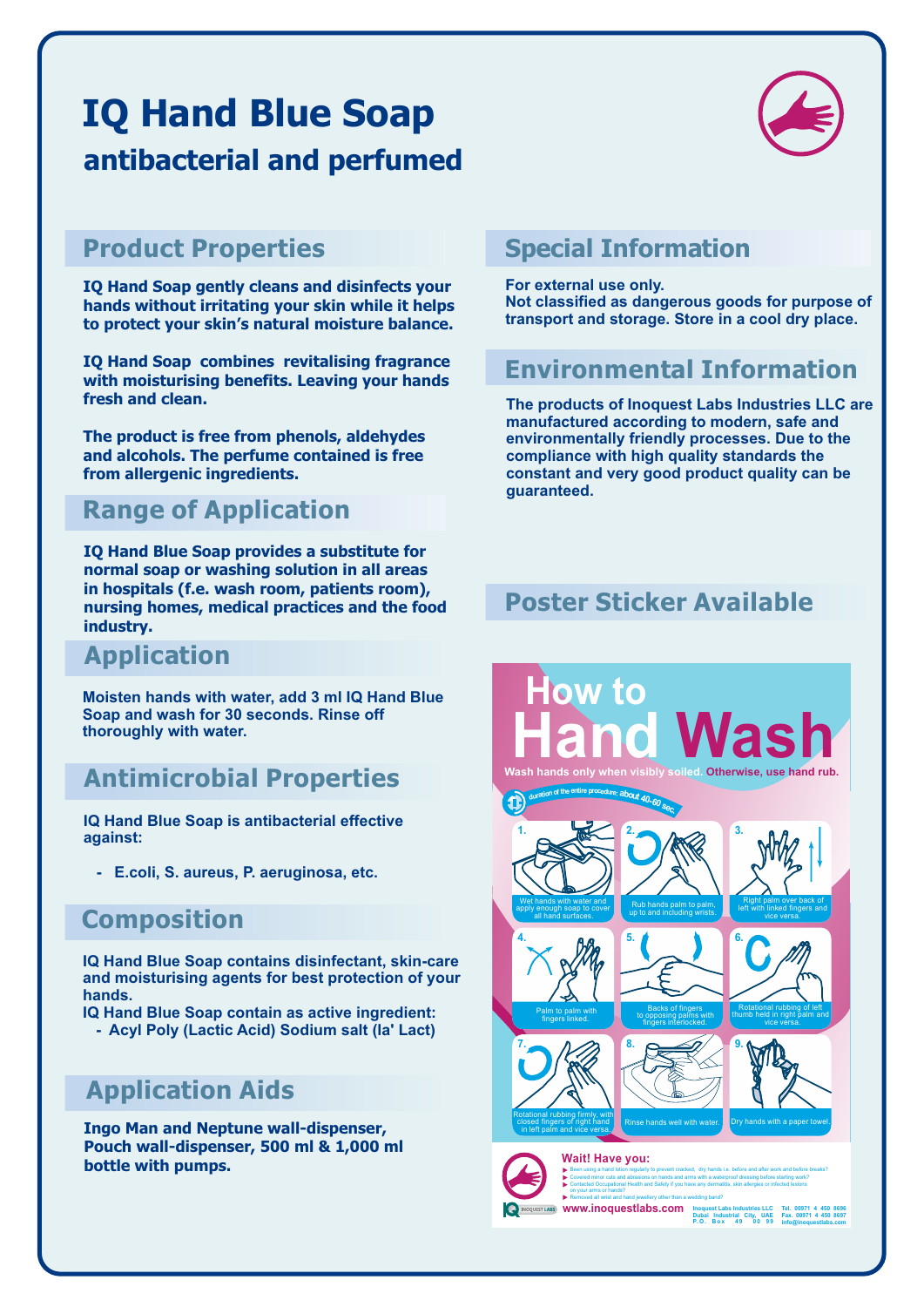# IQ Hand Blue Soap

## antibacterial and perfumed

## Product Properties

IQ Hand Soap gently cleans and disinfects your hands without irritating your skin while it helps to protect your skin's natural moisture balance.

IQ Hand Soap combines revitalising fragrance with moisturising benefits. Leaving your hands fresh and clean.

The product is free from phenols, aldehydes and alcohols. The perfume contained is free from allergenic ingredients.

## Range of Application

IQ Hand Blue Soap provides a substitute for normal soap or washing solution in all areas in hospitals (f.e. wash room, patients room), nursing homes, medical practices and the food industry.

## Application

Moisten hands with water, add 3 ml IQ Hand Blue Soap and wash for 30 seconds. Rinse off thoroughly with water.

## Antimicrobial Properties

IQ Hand Blue Soap is antibacterial effective against:

- E.coli, S. aureus, P. aeruginosa, etc.

## Composition

IQ Hand Blue Soap contains disinfectant, skin-care and moisturising agents for best protection of your hands.
IQ Hand Blue Soap contain as active ingredient:
- Acyl Poly (Lactic Acid) Sodium salt (la' Lact)

## Application Aids

Ingo Man and Neptune wall-dispenser, Pouch wall-dispenser, 500 ml & 1,000 ml bottle with pumps.

## Special Information

For external use only.
Not classified as dangerous goods for purpose of transport and storage. Store in a cool dry place.

## Environmental Information

The products of Inoquest Labs Industries LLC are manufactured according to modern, safe and environmentally friendly processes. Due to the compliance with high quality standards the constant and very good product quality can be guaranteed.

## Poster Sticker Available

### How to Hand Wash

Wash hands only when visibly soiled. Otherwise, use hand rub.

duration of the entire procedure: about 40-60 sec.

1. Wet hands with water and apply enough soap to cover all hand surfaces.
2. Rub hands palm to palm, up to and including wrists.
3. Right palm over back of left with linked fingers and vice versa.
4. Palm to palm with fingers linked.
5. Backs of fingers to opposing palms with fingers interlocked.
6. Rotational rubbing of left thumb held in right palm and vice versa.
7. Rotational rubbing firmly, with closed fingers of right hand in left palm and vice versa.
8. Rinse hands well with water.
9. Dry hands with a paper towel.

**Wait! Have you:**

- Been using a hand lotion regularly to prevent cracked, dry hands i.e. before and after work and before breaks?
- Covered minor cuts and abrasions on hands and arms with a waterproof dressing before starting work?
- Contacted Occupational Health and Safety if you have any dermatitis, skin allergies or infected lesions on your arms or hands?
- Removed all wrist and hand jewellery other than a wedding band?

www.inoquestlabs.com

Inoquest Labs Industries LLC
Dubai Industrial City, UAE
P.O. Box 49 00 99

Tel. 00971 4 450 8696
Fax. 00971 4 450 8697
info@inoquestlabs.com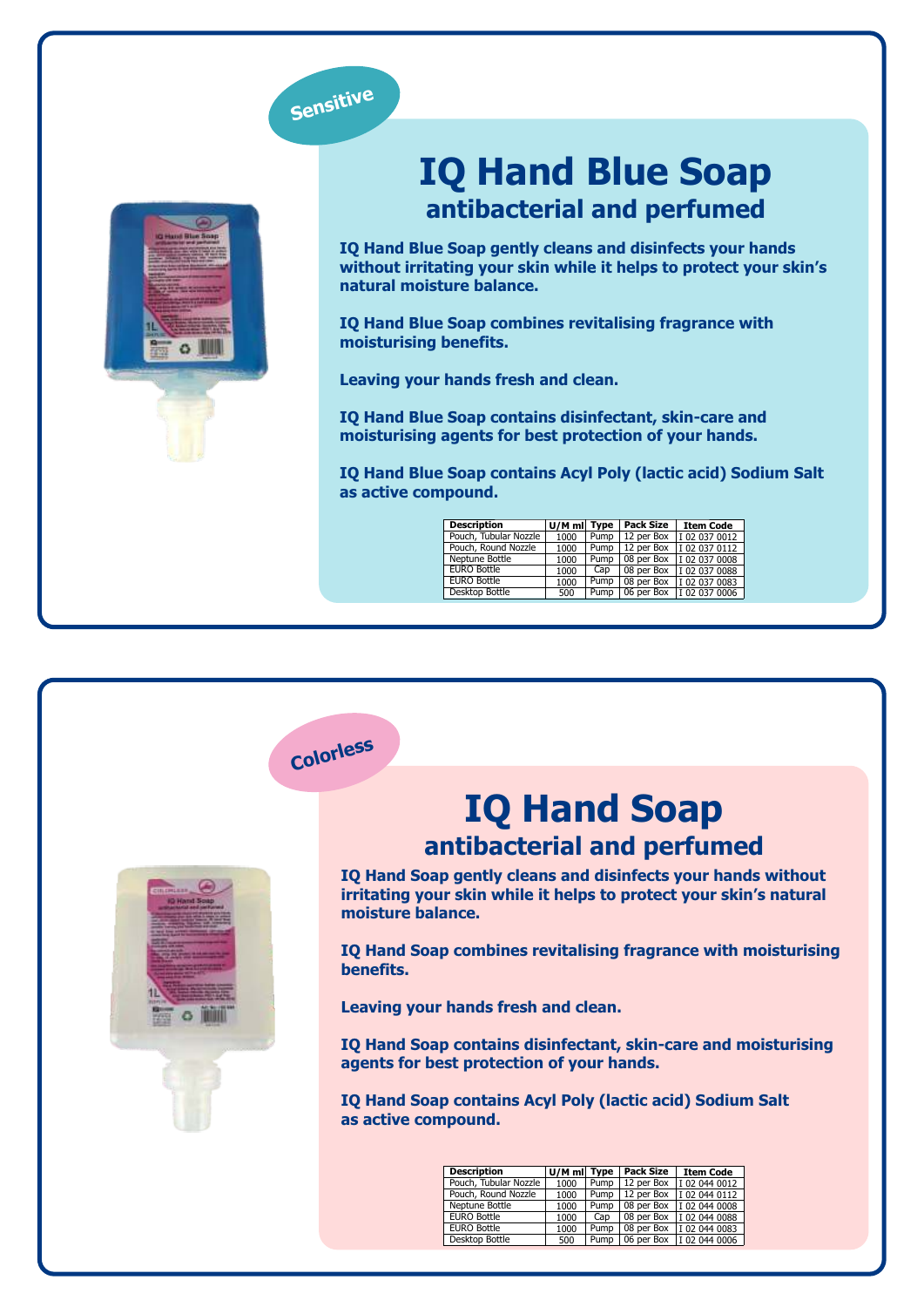Sensitive

# IQ Hand Blue Soap

## antibacterial and perfumed

**IQ Hand Blue Soap gently cleans and disinfects your hands without irritating your skin while it helps to protect your skin's natural moisture balance.**

**IQ Hand Blue Soap combines revitalising fragrance with moisturising benefits.**

**Leaving your hands fresh and clean.**

**IQ Hand Blue Soap contains disinfectant, skin-care and moisturising agents for best protection of your hands.**

**IQ Hand Blue Soap contains Acyl Poly (lactic acid) Sodium Salt as active compound.**

| Description | U/M ml | Type | Pack Size | Item Code |
|---|---|---|---|---|
| Pouch, Tubular Nozzle | 1000 | Pump | 12 per Box | I 02 037 0012 |
| Pouch, Round Nozzle | 1000 | Pump | 12 per Box | I 02 037 0112 |
| Neptune Bottle | 1000 | Pump | 08 per Box | I 02 037 0008 |
| EURO Bottle | 1000 | Cap | 08 per Box | I 02 037 0088 |
| EURO Bottle | 1000 | Pump | 08 per Box | I 02 037 0083 |
| Desktop Bottle | 500 | Pump | 06 per Box | I 02 037 0006 |

Colorless

# IQ Hand Soap

## antibacterial and perfumed

**IQ Hand Soap gently cleans and disinfects your hands without irritating your skin while it helps to protect your skin's natural moisture balance.**

**IQ Hand Soap combines revitalising fragrance with moisturising benefits.**

**Leaving your hands fresh and clean.**

**IQ Hand Soap contains disinfectant, skin-care and moisturising agents for best protection of your hands.**

**IQ Hand Soap contains Acyl Poly (lactic acid) Sodium Salt as active compound.**

| Description | U/M ml | Type | Pack Size | Item Code |
|---|---|---|---|---|
| Pouch, Tubular Nozzle | 1000 | Pump | 12 per Box | I 02 044 0012 |
| Pouch, Round Nozzle | 1000 | Pump | 12 per Box | I 02 044 0112 |
| Neptune Bottle | 1000 | Pump | 08 per Box | I 02 044 0008 |
| EURO Bottle | 1000 | Cap | 08 per Box | I 02 044 0088 |
| EURO Bottle | 1000 | Pump | 08 per Box | I 02 044 0083 |
| Desktop Bottle | 500 | Pump | 06 per Box | I 02 044 0006 |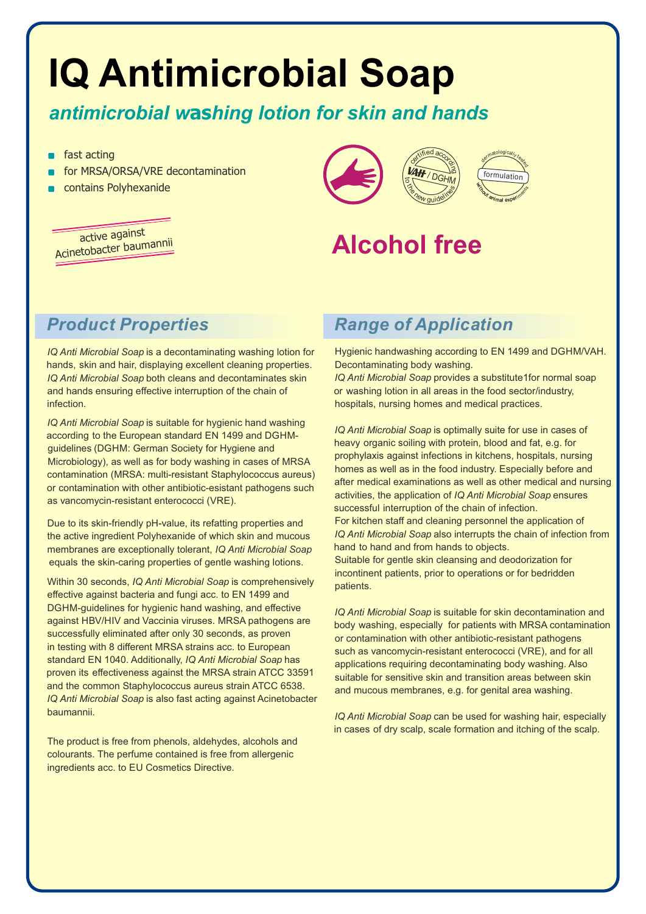# IQ Antimicrobial Soap

## *antimicrobial washing lotion for skin and hands*

- fast acting
- for MRSA/ORSA/VRE decontamination
- contains Polyhexanide

active against Acinetobacter baumannii

certified according VAH / DGHM to the new guidelines

dermatologically tested formulation without animal experiments

**Alcohol free**

## *Product Properties*

*IQ Anti Microbial Soap* is a decontaminating washing lotion for hands, skin and hair, displaying excellent cleaning properties. *IQ Anti Microbial Soap* both cleans and decontaminates skin and hands ensuring effective interruption of the chain of infection.

*IQ Anti Microbial Soap* is suitable for hygienic hand washing according to the European standard EN 1499 and DGHM-guidelines (DGHM: German Society for Hygiene and Microbiology), as well as for body washing in cases of MRSA contamination (MRSA: multi-resistant Staphylococcus aureus) or contamination with other antibiotic-esistant pathogens such as vancomycin-resistant enterococci (VRE).

Due to its skin-friendly pH-value, its refatting properties and the active ingredient Polyhexanide of which skin and mucous membranes are exceptionally tolerant, *IQ Anti Microbial Soap* equals the skin-caring properties of gentle washing lotions.

Within 30 seconds, *IQ Anti Microbial Soap* is comprehensively effective against bacteria and fungi acc. to EN 1499 and DGHM-guidelines for hygienic hand washing, and effective against HBV/HIV and Vaccinia viruses. MRSA pathogens are successfully eliminated after only 30 seconds, as proven in testing with 8 different MRSA strains acc. to European standard EN 1040. Additionally, *IQ Anti Microbial Soap* has proven its effectiveness against the MRSA strain ATCC 33591 and the common Staphylococcus aureus strain ATCC 6538. *IQ Anti Microbial Soap* is also fast acting against Acinetobacter baumannii.

The product is free from phenols, aldehydes, alcohols and colourants. The perfume contained is free from allergenic ingredients acc. to EU Cosmetics Directive.

## *Range of Application*

Hygienic handwashing according to EN 1499 and DGHM/VAH. Decontaminating body washing.
*IQ Anti Microbial Soap* provides a substitute1for normal soap or washing lotion in all areas in the food sector/industry, hospitals, nursing homes and medical practices.

*IQ Anti Microbial Soap* is optimally suite for use in cases of heavy organic soiling with protein, blood and fat, e.g. for prophylaxis against infections in kitchens, hospitals, nursing homes as well as in the food industry. Especially before and after medical examinations as well as other medical and nursing activities, the application of *IQ Anti Microbial Soap* ensures successful interruption of the chain of infection.
For kitchen staff and cleaning personnel the application of *IQ Anti Microbial Soap* also interrupts the chain of infection from hand to hand and from hands to objects.
Suitable for gentle skin cleansing and deodorization for incontinent patients, prior to operations or for bedridden patients.

*IQ Anti Microbial Soap* is suitable for skin decontamination and body washing, especially for patients with MRSA contamination or contamination with other antibiotic-resistant pathogens such as vancomycin-resistant enterococci (VRE), and for all applications requiring decontaminating body washing. Also suitable for sensitive skin and transition areas between skin and mucous membranes, e.g. for genital area washing.

*IQ Anti Microbial Soap* can be used for washing hair, especially in cases of dry scalp, scale formation and itching of the scalp.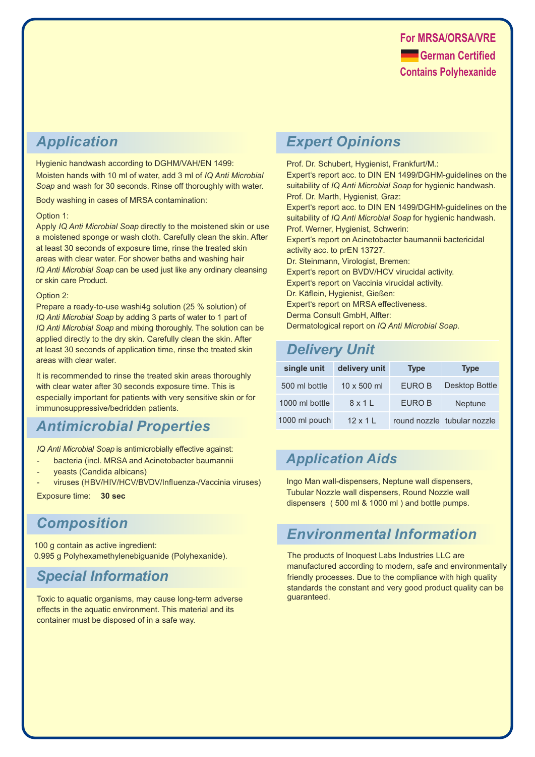For MRSA/ORSA/VRE

German Certified

Contains Polyhexanide

## Application

Hygienic handwash according to DGHM/VAH/EN 1499:
Moisten hands with 10 ml of water, add 3 ml of *IQ Anti Microbial Soap* and wash for 30 seconds. Rinse off thoroughly with water.

Body washing in cases of MRSA contamination:

Option 1:
Apply *IQ Anti Microbial Soap* directly to the moistened skin or use a moistened sponge or wash cloth. Carefully clean the skin. After at least 30 seconds of exposure time, rinse the treated skin areas with clear water. For shower baths and washing hair *IQ Anti Microbial Soap* can be used just like any ordinary cleansing or skin care Product.

Option 2:
Prepare a ready-to-use washi4g solution (25 % solution) of *IQ Anti Microbial Soap* by adding 3 parts of water to 1 part of *IQ Anti Microbial Soap* and mixing thoroughly. The solution can be applied directly to the dry skin. Carefully clean the skin. After at least 30 seconds of application time, rinse the treated skin areas with clear water.

It is recommended to rinse the treated skin areas thoroughly with clear water after 30 seconds exposure time. This is especially important for patients with very sensitive skin or for immunosuppressive/bedridden patients.

## Antimicrobial Properties

*IQ Anti Microbial Soap* is antimicrobially effective against:

- bacteria (incl. MRSA and Acinetobacter baumannii
- yeasts (Candida albicans)
- viruses (HBV/HIV/HCV/BVDV/Influenza-/Vaccinia viruses)

Exposure time: **30 sec**

## Composition

100 g contain as active ingredient:
0.995 g Polyhexamethylenebiguanide (Polyhexanide).

## Special Information

Toxic to aquatic organisms, may cause long-term adverse effects in the aquatic environment. This material and its container must be disposed of in a safe way.

## Expert Opinions

Prof. Dr. Schubert, Hygienist, Frankfurt/M.:
Expert's report acc. to DIN EN 1499/DGHM-guidelines on the suitability of *IQ Anti Microbial Soap* for hygienic handwash.

Prof. Dr. Marth, Hygienist, Graz:
Expert's report acc. to DIN EN 1499/DGHM-guidelines on the suitability of *IQ Anti Microbial Soap* for hygienic handwash.

Prof. Werner, Hygienist, Schwerin:
Expert's report on Acinetobacter baumannii bactericidal activity acc. to prEN 13727.

Dr. Steinmann, Virologist, Bremen:
Expert's report on BVDV/HCV virucidal activity.
Expert's report on Vaccinia virucidal activity.

Dr. Käflein, Hygienist, Gießen:
Expert's report on MRSA effectiveness.

Derma Consult GmbH, Alfter:
Dermatological report on *IQ Anti Microbial Soap*.

## Delivery Unit

| single unit | delivery unit | Type | Type |
|---|---|---|---|
| 500 ml bottle | 10 x 500 ml | EURO B | Desktop Bottle |
| 1000 ml bottle | 8 x 1 L | EURO B | Neptune |
| 1000 ml pouch | 12 x 1 L | round nozzle | tubular nozzle |

## Application Aids

Ingo Man wall-dispensers, Neptune wall dispensers, Tubular Nozzle wall dispensers, Round Nozzle wall dispensers ( 500 ml & 1000 ml ) and bottle pumps.

## Environmental Information

The products of Inoquest Labs Industries LLC are manufactured according to modern, safe and environmentally friendly processes. Due to the compliance with high quality standards the constant and very good product quality can be guaranteed.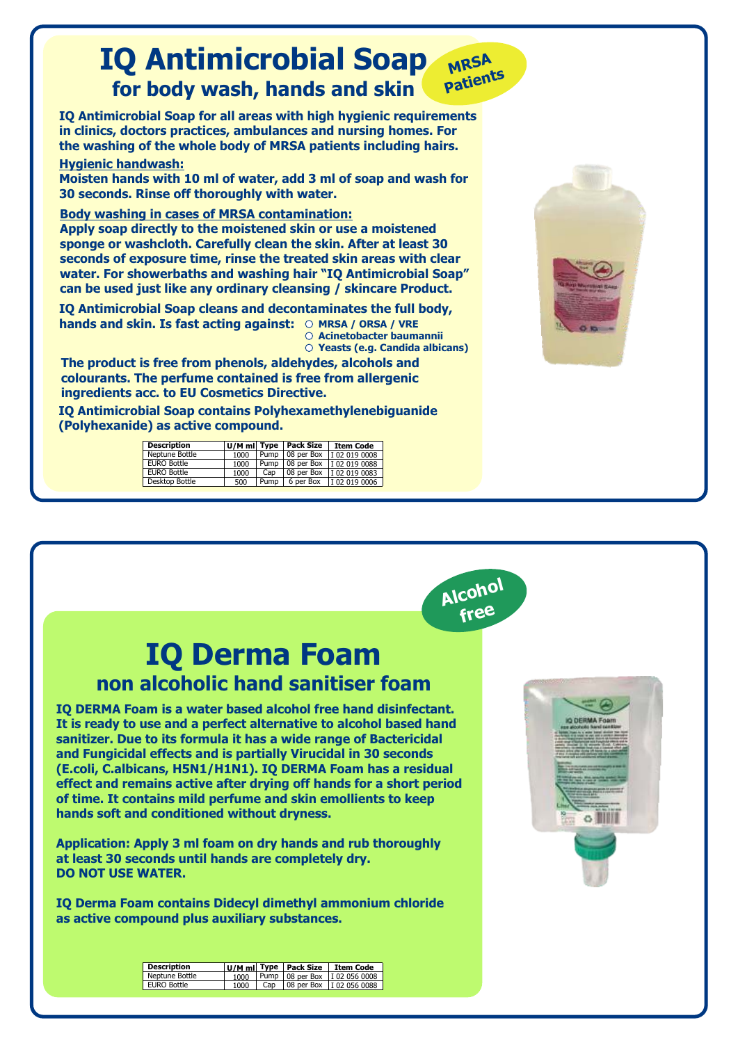# IQ Antimicrobial Soap

## for body wash, hands and skin

**MRSA Patients**

**IQ Antimicrobial Soap for all areas with high hygienic requirements in clinics, doctors practices, ambulances and nursing homes. For the washing of the whole body of MRSA patients including hairs.**

**Hygienic handwash:**

**Moisten hands with 10 ml of water, add 3 ml of soap and wash for 30 seconds. Rinse off thoroughly with water.**

**Body washing in cases of MRSA contamination:**

**Apply soap directly to the moistened skin or use a moistened sponge or washcloth. Carefully clean the skin. After at least 30 seconds of exposure time, rinse the treated skin areas with clear water. For showerbaths and washing hair "IQ Antimicrobial Soap" can be used just like any ordinary cleansing / skincare Product.**

**IQ Antimicrobial Soap cleans and decontaminates the full body, hands and skin. Is fast acting against:**

- **MRSA / ORSA / VRE**
- **Acinetobacter baumannii**
- **Yeasts (e.g. Candida albicans)**

**The product is free from phenols, aldehydes, alcohols and colourants. The perfume contained is free from allergenic ingredients acc. to EU Cosmetics Directive.**

**IQ Antimicrobial Soap contains Polyhexamethylenebiguanide (Polyhexanide) as active compound.**

| Description | U/M ml | Type | Pack Size | Item Code |
|---|---|---|---|---|
| Neptune Bottle | 1000 | Pump | 08 per Box | I 02 019 0008 |
| EURO Bottle | 1000 | Pump | 08 per Box | I 02 019 0088 |
| EURO Bottle | 1000 | Cap | 08 per Box | I 02 019 0083 |
| Desktop Bottle | 500 | Pump | 6 per Box | I 02 019 0006 |

**Alcohol free**

# IQ Derma Foam

## non alcoholic hand sanitiser foam

**IQ DERMA Foam is a water based alcohol free hand disinfectant. It is ready to use and a perfect alternative to alcohol based hand sanitizer. Due to its formula it has a wide range of Bactericidal and Fungicidal effects and is partially Virucidal in 30 seconds (E.coli, C.albicans, H5N1/H1N1). IQ DERMA Foam has a residual effect and remains active after drying off hands for a short period of time. It contains mild perfume and skin emollients to keep hands soft and conditioned without dryness.**

**Application: Apply 3 ml foam on dry hands and rub thoroughly at least 30 seconds until hands are completely dry.**
**DO NOT USE WATER.**

**IQ Derma Foam contains Didecyl dimethyl ammonium chloride as active compound plus auxiliary substances.**

| Description | U/M ml | Type | Pack Size | Item Code |
|---|---|---|---|---|
| Neptune Bottle | 1000 | Pump | 08 per Box | I 02 056 0008 |
| EURO Bottle | 1000 | Cap | 08 per Box | I 02 056 0088 |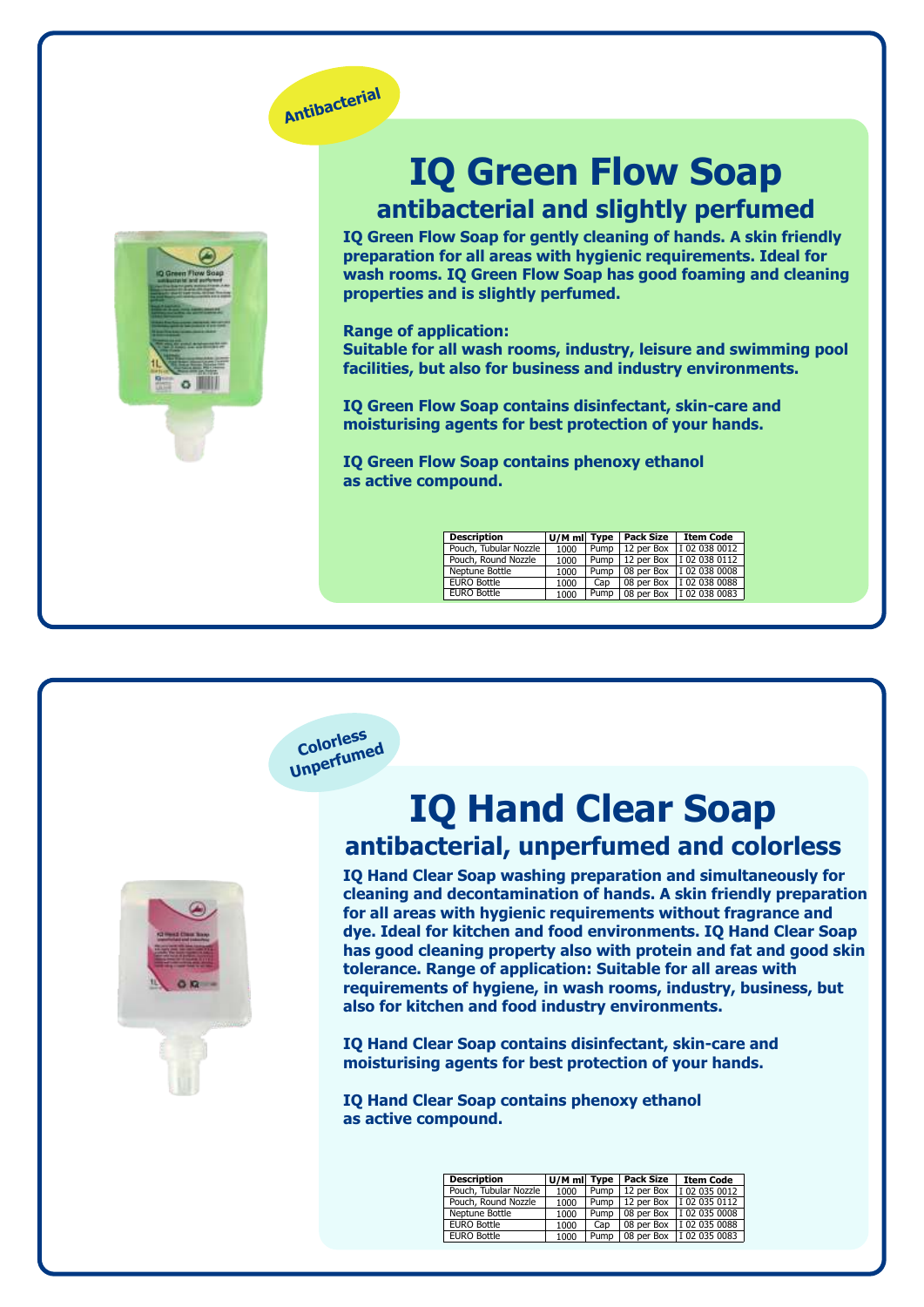Antibacterial

# IQ Green Flow Soap

## antibacterial and slightly perfumed

**IQ Green Flow Soap for gently cleaning of hands. A skin friendly preparation for all areas with hygienic requirements. Ideal for wash rooms. IQ Green Flow Soap has good foaming and cleaning properties and is slightly perfumed.**

**Range of application:**
**Suitable for all wash rooms, industry, leisure and swimming pool facilities, but also for business and industry environments.**

**IQ Green Flow Soap contains disinfectant, skin-care and moisturising agents for best protection of your hands.**

**IQ Green Flow Soap contains phenoxy ethanol as active compound.**

| Description | U/M ml | Type | Pack Size | Item Code |
|---|---|---|---|---|
| Pouch, Tubular Nozzle | 1000 | Pump | 12 per Box | I 02 038 0012 |
| Pouch, Round Nozzle | 1000 | Pump | 12 per Box | I 02 038 0112 |
| Neptune Bottle | 1000 | Pump | 08 per Box | I 02 038 0008 |
| EURO Bottle | 1000 | Cap | 08 per Box | I 02 038 0088 |
| EURO Bottle | 1000 | Pump | 08 per Box | I 02 038 0083 |

Colorless Unperfumed

# IQ Hand Clear Soap

## antibacterial, unperfumed and colorless

**IQ Hand Clear Soap washing preparation and simultaneously for cleaning and decontamination of hands. A skin friendly preparation for all areas with hygienic requirements without fragrance and dye. Ideal for kitchen and food environments. IQ Hand Clear Soap has good cleaning property also with protein and fat and good skin tolerance. Range of application: Suitable for all areas with requirements of hygiene, in wash rooms, industry, business, but also for kitchen and food industry environments.**

**IQ Hand Clear Soap contains disinfectant, skin-care and moisturising agents for best protection of your hands.**

**IQ Hand Clear Soap contains phenoxy ethanol as active compound.**

| Description | U/M ml | Type | Pack Size | Item Code |
|---|---|---|---|---|
| Pouch, Tubular Nozzle | 1000 | Pump | 12 per Box | I 02 035 0012 |
| Pouch, Round Nozzle | 1000 | Pump | 12 per Box | I 02 035 0112 |
| Neptune Bottle | 1000 | Pump | 08 per Box | I 02 035 0008 |
| EURO Bottle | 1000 | Cap | 08 per Box | I 02 035 0088 |
| EURO Bottle | 1000 | Pump | 08 per Box | I 02 035 0083 |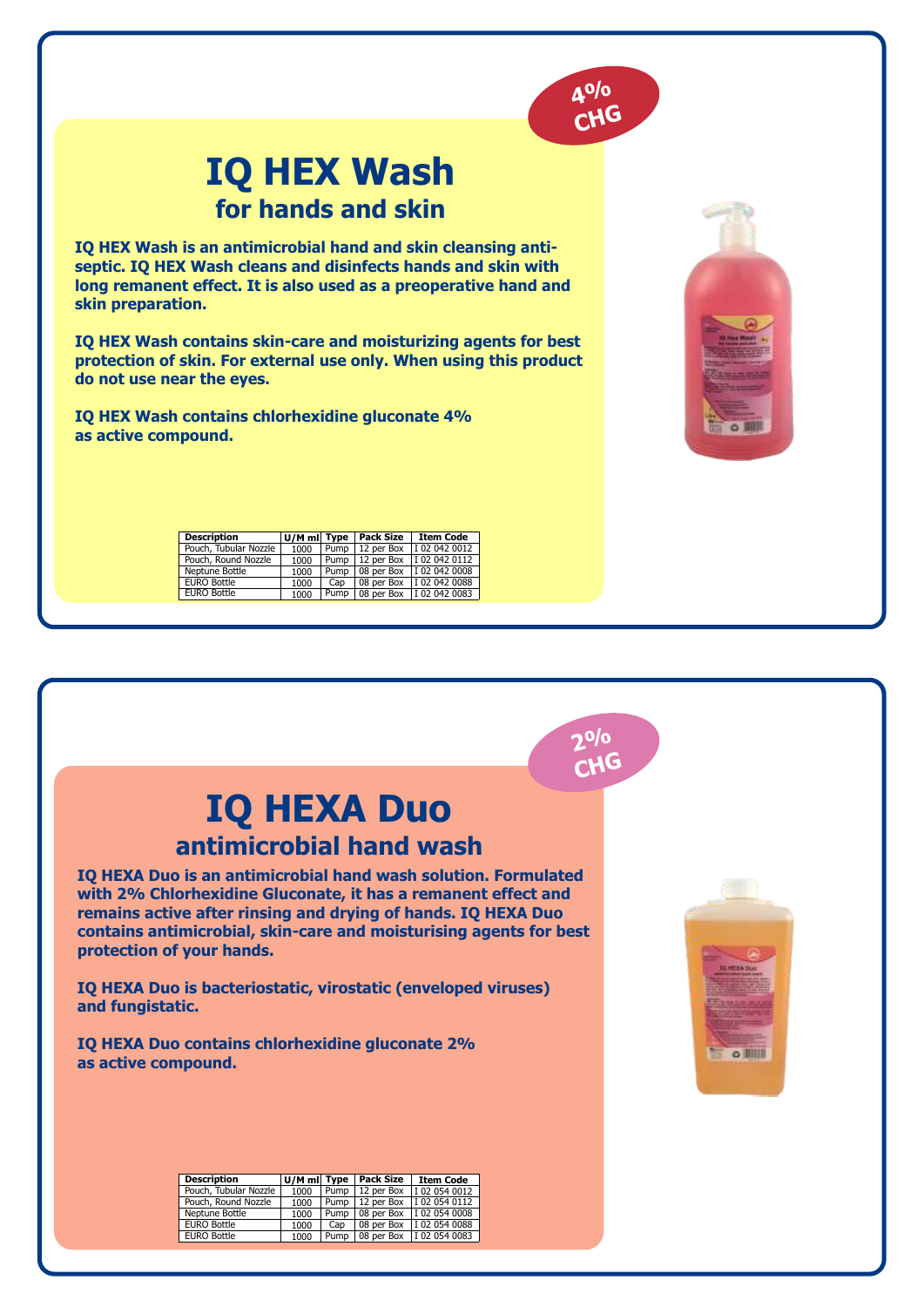4% CHG

# IQ HEX Wash

## for hands and skin

**IQ HEX Wash is an antimicrobial hand and skin cleansing anti-septic. IQ HEX Wash cleans and disinfects hands and skin with long remanent effect. It is also used as a preoperative hand and skin preparation.**

**IQ HEX Wash contains skin-care and moisturizing agents for best protection of skin. For external use only. When using this product do not use near the eyes.**

**IQ HEX Wash contains chlorhexidine gluconate 4% as active compound.**

| Description | U/M ml | Type | Pack Size | Item Code |
|---|---|---|---|---|
| Pouch, Tubular Nozzle | 1000 | Pump | 12 per Box | I 02 042 0012 |
| Pouch, Round Nozzle | 1000 | Pump | 12 per Box | I 02 042 0112 |
| Neptune Bottle | 1000 | Pump | 08 per Box | I 02 042 0008 |
| EURO Bottle | 1000 | Cap | 08 per Box | I 02 042 0088 |
| EURO Bottle | 1000 | Pump | 08 per Box | I 02 042 0083 |

2% CHG

# IQ HEXA Duo

## antimicrobial hand wash

**IQ HEXA Duo is an antimicrobial hand wash solution. Formulated with 2% Chlorhexidine Gluconate, it has a remanent effect and remains active after rinsing and drying of hands. IQ HEXA Duo contains antimicrobial, skin-care and moisturising agents for best protection of your hands.**

**IQ HEXA Duo is bacteriostatic, virostatic (enveloped viruses) and fungistatic.**

**IQ HEXA Duo contains chlorhexidine gluconate 2% as active compound.**

| Description | U/M ml | Type | Pack Size | Item Code |
|---|---|---|---|---|
| Pouch, Tubular Nozzle | 1000 | Pump | 12 per Box | I 02 054 0012 |
| Pouch, Round Nozzle | 1000 | Pump | 12 per Box | I 02 054 0112 |
| Neptune Bottle | 1000 | Pump | 08 per Box | I 02 054 0008 |
| EURO Bottle | 1000 | Cap | 08 per Box | I 02 054 0088 |
| EURO Bottle | 1000 | Pump | 08 per Box | I 02 054 0083 |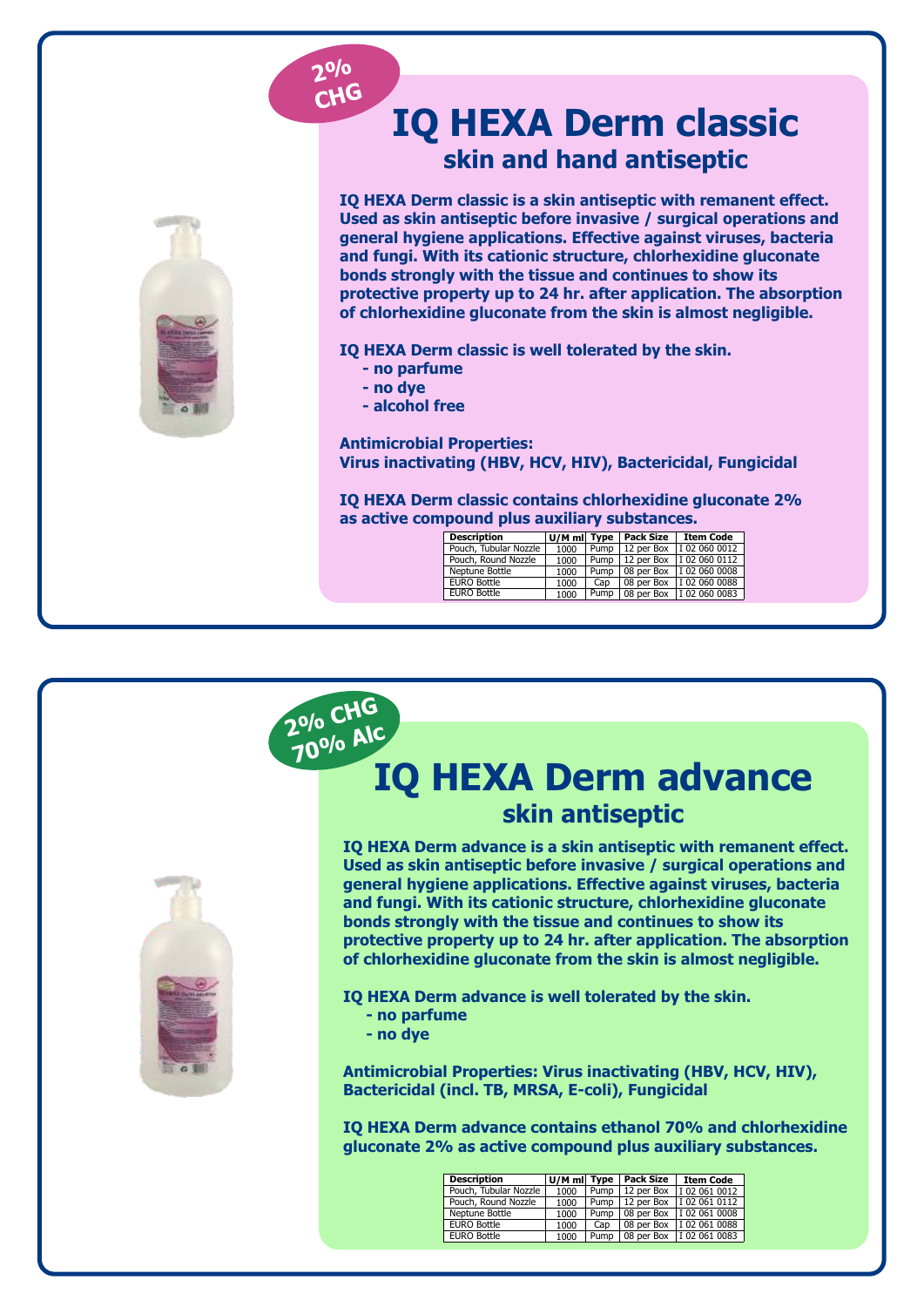2% CHG

# IQ HEXA Derm classic

## skin and hand antiseptic

**IQ HEXA Derm classic is a skin antiseptic with remanent effect. Used as skin antiseptic before invasive / surgical operations and general hygiene applications. Effective against viruses, bacteria and fungi. With its cationic structure, chlorhexidine gluconate bonds strongly with the tissue and continues to show its protective property up to 24 hr. after application. The absorption of chlorhexidine gluconate from the skin is almost negligible.**

**IQ HEXA Derm classic is well tolerated by the skin.**

- **no parfume**
- **no dye**
- **alcohol free**

**Antimicrobial Properties:**
**Virus inactivating (HBV, HCV, HIV), Bactericidal, Fungicidal**

**IQ HEXA Derm classic contains chlorhexidine gluconate 2% as active compound plus auxiliary substances.**

| Description | U/M ml | Type | Pack Size | Item Code |
|---|---|---|---|---|
| Pouch, Tubular Nozzle | 1000 | Pump | 12 per Box | I 02 060 0012 |
| Pouch, Round Nozzle | 1000 | Pump | 12 per Box | I 02 060 0112 |
| Neptune Bottle | 1000 | Pump | 08 per Box | I 02 060 0008 |
| EURO Bottle | 1000 | Cap | 08 per Box | I 02 060 0088 |
| EURO Bottle | 1000 | Pump | 08 per Box | I 02 060 0083 |

2% CHG
70% Alc

# IQ HEXA Derm advance

## skin antiseptic

**IQ HEXA Derm advance is a skin antiseptic with remanent effect. Used as skin antiseptic before invasive / surgical operations and general hygiene applications. Effective against viruses, bacteria and fungi. With its cationic structure, chlorhexidine gluconate bonds strongly with the tissue and continues to show its protective property up to 24 hr. after application. The absorption of chlorhexidine gluconate from the skin is almost negligible.**

**IQ HEXA Derm advance is well tolerated by the skin.**

- **no parfume**
- **no dye**

**Antimicrobial Properties: Virus inactivating (HBV, HCV, HIV), Bactericidal (incl. TB, MRSA, E-coli), Fungicidal**

**IQ HEXA Derm advance contains ethanol 70% and chlorhexidine gluconate 2% as active compound plus auxiliary substances.**

| Description | U/M ml | Type | Pack Size | Item Code |
|---|---|---|---|---|
| Pouch, Tubular Nozzle | 1000 | Pump | 12 per Box | I 02 061 0012 |
| Pouch, Round Nozzle | 1000 | Pump | 12 per Box | I 02 061 0112 |
| Neptune Bottle | 1000 | Pump | 08 per Box | I 02 061 0008 |
| EURO Bottle | 1000 | Cap | 08 per Box | I 02 061 0088 |
| EURO Bottle | 1000 | Pump | 08 per Box | I 02 061 0083 |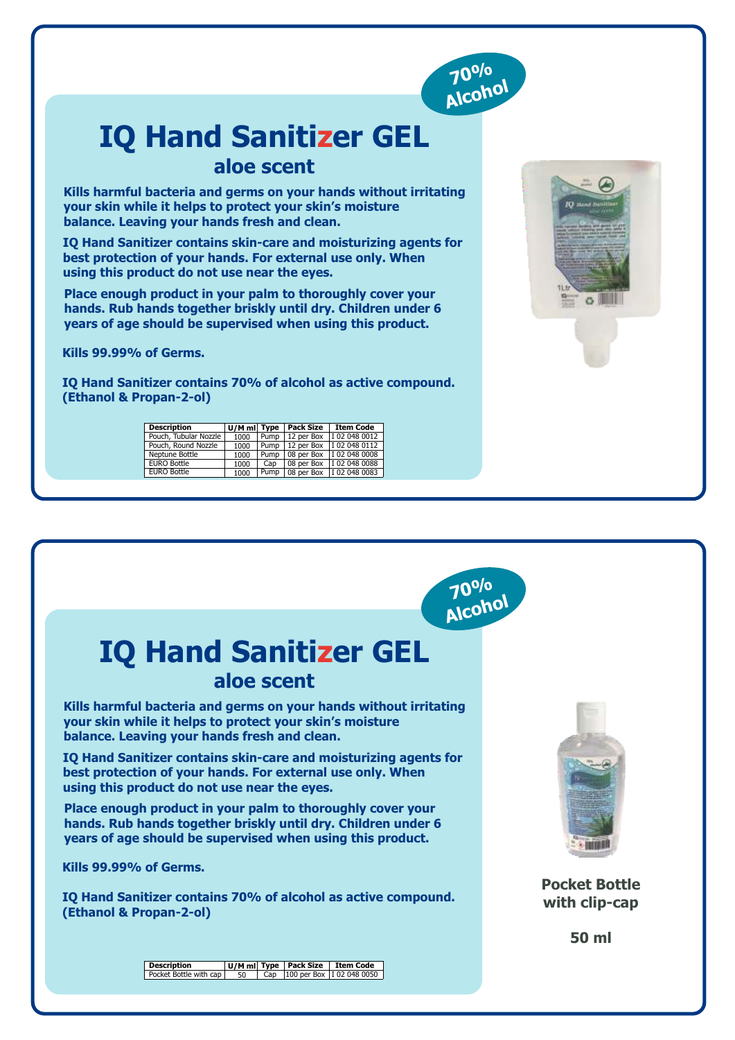70% Alcohol

# IQ Hand Sanitizer GEL

## aloe scent

**Kills harmful bacteria and germs on your hands without irritating your skin while it helps to protect your skin's moisture balance. Leaving your hands fresh and clean.**

**IQ Hand Sanitizer contains skin-care and moisturizing agents for best protection of your hands. For external use only. When using this product do not use near the eyes.**

**Place enough product in your palm to thoroughly cover your hands. Rub hands together briskly until dry. Children under 6 years of age should be supervised when using this product.**

**Kills 99.99% of Germs.**

**IQ Hand Sanitizer contains 70% of alcohol as active compound. (Ethanol & Propan-2-ol)**

| Description | U/M ml | Type | Pack Size | Item Code |
|---|---|---|---|---|
| Pouch, Tubular Nozzle | 1000 | Pump | 12 per Box | I 02 048 0012 |
| Pouch, Round Nozzle | 1000 | Pump | 12 per Box | I 02 048 0112 |
| Neptune Bottle | 1000 | Pump | 08 per Box | I 02 048 0008 |
| EURO Bottle | 1000 | Cap | 08 per Box | I 02 048 0088 |
| EURO Bottle | 1000 | Pump | 08 per Box | I 02 048 0083 |

70% Alcohol

# IQ Hand Sanitizer GEL

## aloe scent

**Kills harmful bacteria and germs on your hands without irritating your skin while it helps to protect your skin's moisture balance. Leaving your hands fresh and clean.**

**IQ Hand Sanitizer contains skin-care and moisturizing agents for best protection of your hands. For external use only. When using this product do not use near the eyes.**

**Place enough product in your palm to thoroughly cover your hands. Rub hands together briskly until dry. Children under 6 years of age should be supervised when using this product.**

**Kills 99.99% of Germs.**

**IQ Hand Sanitizer contains 70% of alcohol as active compound. (Ethanol & Propan-2-ol)**

| Description | U/M ml | Type | Pack Size | Item Code |
|---|---|---|---|---|
| Pocket Bottle with cap | 50 | Cap | 100 per Box | I 02 048 0050 |

**Pocket Bottle with clip-cap**

**50 ml**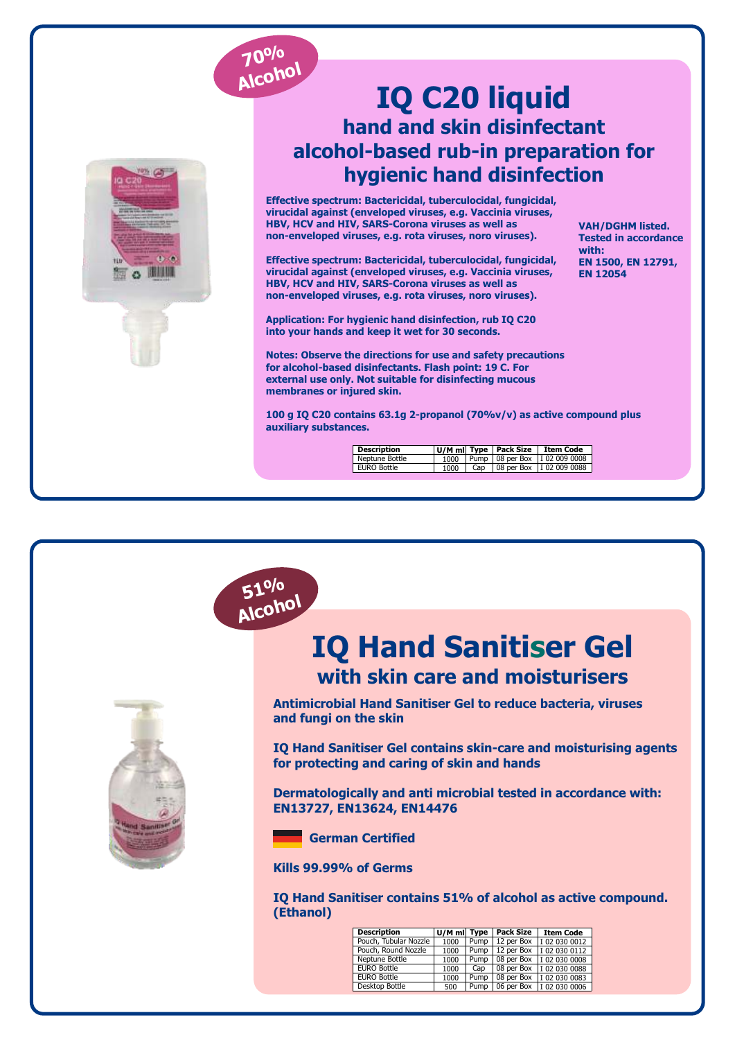**70% Alcohol**

# IQ C20 liquid

## hand and skin disinfectant alcohol-based rub-in preparation for hygienic hand disinfection

**Effective spectrum: Bactericidal, tuberculocidal, fungicidal, virucidal against (enveloped viruses, e.g. Vaccinia viruses, HBV, HCV and HIV, SARS-Corona viruses as well as non-enveloped viruses, e.g. rota viruses, noro viruses).**

**Effective spectrum: Bactericidal, tuberculocidal, fungicidal, virucidal against (enveloped viruses, e.g. Vaccinia viruses, HBV, HCV and HIV, SARS-Corona viruses as well as non-enveloped viruses, e.g. rota viruses, noro viruses).**

**Application: For hygienic hand disinfection, rub IQ C20 into your hands and keep it wet for 30 seconds.**

**Notes: Observe the directions for use and safety precautions for alcohol-based disinfectants. Flash point: 19 C. For external use only. Not suitable for disinfecting mucous membranes or injured skin.**

**VAH/DGHM listed. Tested in accordance with: EN 1500, EN 12791, EN 12054**

**100 g IQ C20 contains 63.1g 2-propanol (70%v/v) as active compound plus auxiliary substances.**

| Description | U/M ml | Type | Pack Size | Item Code |
|---|---|---|---|---|
| Neptune Bottle | 1000 | Pump | 08 per Box | I 02 009 0008 |
| EURO Bottle | 1000 | Cap | 08 per Box | I 02 009 0088 |

**51% Alcohol**

# IQ Hand Sanitiser Gel

## with skin care and moisturisers

**Antimicrobial Hand Sanitiser Gel to reduce bacteria, viruses and fungi on the skin**

**IQ Hand Sanitiser Gel contains skin-care and moisturising agents for protecting and caring of skin and hands**

**Dermatologically and anti microbial tested in accordance with: EN13727, EN13624, EN14476**

**German Certified**

**Kills 99.99% of Germs**

**IQ Hand Sanitiser contains 51% of alcohol as active compound. (Ethanol)**

| Description | U/M ml | Type | Pack Size | Item Code |
|---|---|---|---|---|
| Pouch, Tubular Nozzle | 1000 | Pump | 12 per Box | I 02 030 0012 |
| Pouch, Round Nozzle | 1000 | Pump | 12 per Box | I 02 030 0112 |
| Neptune Bottle | 1000 | Pump | 08 per Box | I 02 030 0008 |
| EURO Bottle | 1000 | Cap | 08 per Box | I 02 030 0088 |
| EURO Bottle | 1000 | Pump | 08 per Box | I 02 030 0083 |
| Desktop Bottle | 500 | Pump | 06 per Box | I 02 030 0006 |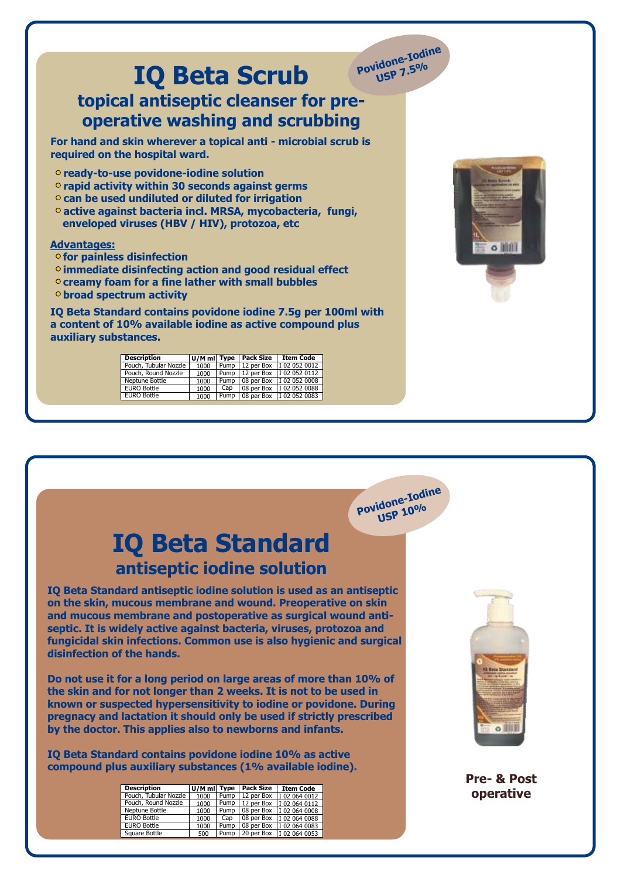# IQ Beta Scrub

Povidone-Iodine USP 7.5%

## topical antiseptic cleanser for pre-operative washing and scrubbing

**For hand and skin wherever a topical anti - microbial scrub is required on the hospital ward.**

- **ready-to-use povidone-iodine solution**
- **rapid activity within 30 seconds against germs**
- **can be used undiluted or diluted for irrigation**
- **active against bacteria incl. MRSA, mycobacteria, fungi, enveloped viruses (HBV / HIV), protozoa, etc**

**Advantages:**

- **for painless disinfection**
- **immediate disinfecting action and good residual effect**
- **creamy foam for a fine lather with small bubbles**
- **broad spectrum activity**

**IQ Beta Standard contains povidone iodine 7.5g per 100ml with a content of 10% available iodine as active compound plus auxiliary substances.**

| Description | U/M ml | Type | Pack Size | Item Code |
|---|---|---|---|---|
| Pouch, Tubular Nozzle | 1000 | Pump | 12 per Box | I 02 052 0012 |
| Pouch, Round Nozzle | 1000 | Pump | 12 per Box | I 02 052 0112 |
| Neptune Bottle | 1000 | Pump | 08 per Box | I 02 052 0008 |
| EURO Bottle | 1000 | Cap | 08 per Box | I 02 052 0088 |
| EURO Bottle | 1000 | Pump | 08 per Box | I 02 052 0083 |

# IQ Beta Standard

Povidone-Iodine USP 10%

## antiseptic iodine solution

**IQ Beta Standard antiseptic iodine solution is used as an antiseptic on the skin, mucous membrane and wound. Preoperative on skin and mucous membrane and postoperative as surgical wound anti-septic. It is widely active against bacteria, viruses, protozoa and fungicidal skin infections. Common use is also hygienic and surgical disinfection of the hands.**

**Do not use it for a long period on large areas of more than 10% of the skin and for not longer than 2 weeks. It is not to be used in known or suspected hypersensitivity to iodine or povidone. During pregnacy and lactation it should only be used if strictly prescribed by the doctor. This applies also to newborns and infants.**

**IQ Beta Standard contains povidone iodine 10% as active compound plus auxiliary substances (1% available iodine).**

| Description | U/M ml | Type | Pack Size | Item Code |
|---|---|---|---|---|
| Pouch, Tubular Nozzle | 1000 | Pump | 12 per Box | I 02 064 0012 |
| Pouch, Round Nozzle | 1000 | Pump | 12 per Box | I 02 064 0112 |
| Neptune Bottle | 1000 | Pump | 08 per Box | I 02 064 0008 |
| EURO Bottle | 1000 | Cap | 08 per Box | I 02 064 0088 |
| EURO Bottle | 1000 | Pump | 08 per Box | I 02 064 0083 |
| Square Bottle | 500 | Pump | 20 per Box | I 02 064 0053 |

**Pre- & Post operative**